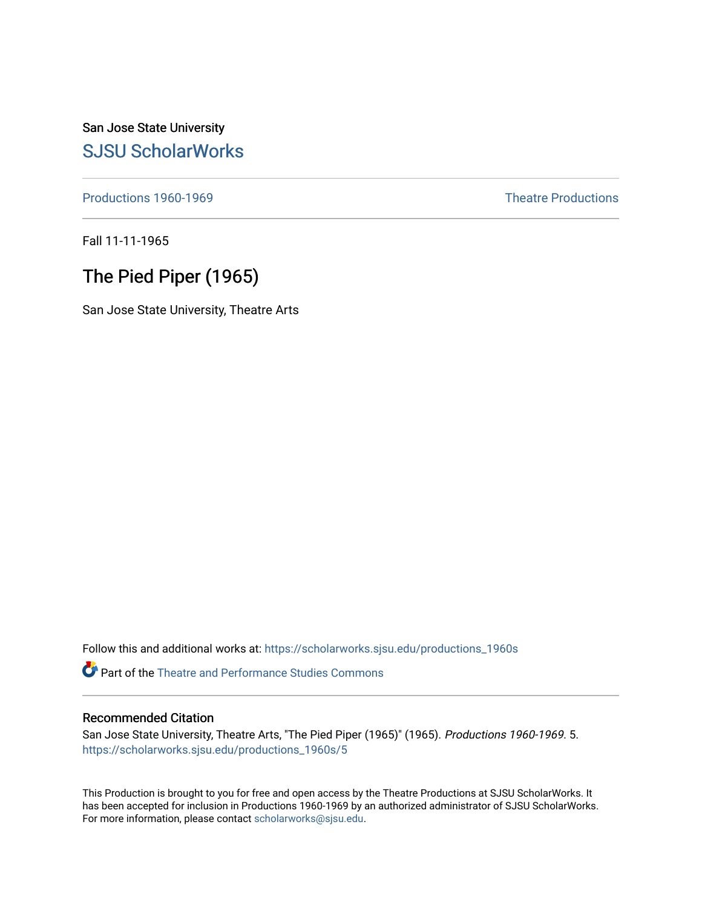San Jose State University

## SJSU ScholarWorks

Productions 1960-1969 | Theatre Productions

Fall 11-11-1965

# The Pied Piper (1965)

San Jose State University, Theatre Arts

Follow this and additional works at: https://scholarworks.sjsu.edu/productions_1960s

Part of the Theatre and Performance Studies Commons

### Recommended Citation

San Jose State University, Theatre Arts, "The Pied Piper (1965)" (1965). *Productions 1960-1969.* 5.
https://scholarworks.sjsu.edu/productions_1960s/5

This Production is brought to you for free and open access by the Theatre Productions at SJSU ScholarWorks. It has been accepted for inclusion in Productions 1960-1969 by an authorized administrator of SJSU ScholarWorks. For more information, please contact scholarworks@sjsu.edu.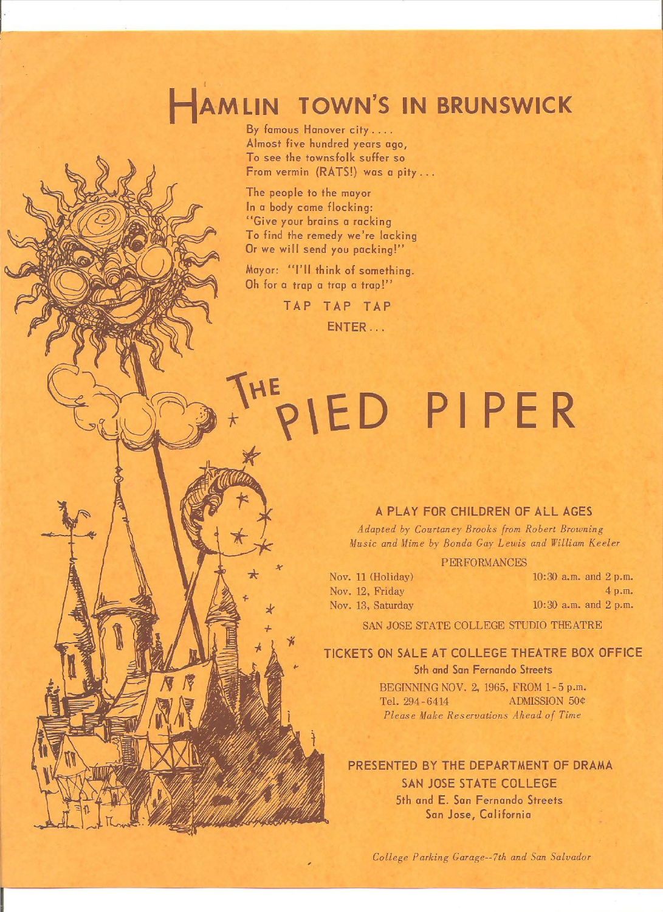# HAMLIN TOWN'S IN BRUNSWICK

By famous Hanover city . . . .
Almost five hundred years ago,
To see the townsfolk suffer so
From vermin (RATS!) was a pity . . .

The people to the mayor
In a body came flocking:
"Give your brains a racking
To find the remedy we're lacking
Or we will send you packing!"

Mayor: "I'll think of something.
Oh for a trap a trap a trap!"

TAP TAP TAP

ENTER . . .

# THE PIED PIPER

## A PLAY FOR CHILDREN OF ALL AGES

*Adapted by Courtaney Brooks from Robert Browning*
*Music and Mime by Bonda Gay Lewis and William Keeler*

PERFORMANCES

| | |
|---|---|
| Nov. 11 (Holiday) | 10:30 a.m. and 2 p.m. |
| Nov. 12, Friday | 4 p.m. |
| Nov. 13, Saturday | 10:30 a.m. and 2 p.m. |

SAN JOSE STATE COLLEGE STUDIO THEATRE

**TICKETS ON SALE AT COLLEGE THEATRE BOX OFFICE**

5th and San Fernando Streets

BEGINNING NOV. 2, 1965, FROM 1-5 p.m.
Tel. 294-6414 ADMISSION 50¢
*Please Make Reservations Ahead of Time*

**PRESENTED BY THE DEPARTMENT OF DRAMA**
**SAN JOSE STATE COLLEGE**
5th and E. San Fernando Streets
San Jose, California

*College Parking Garage--7th and San Salvador*